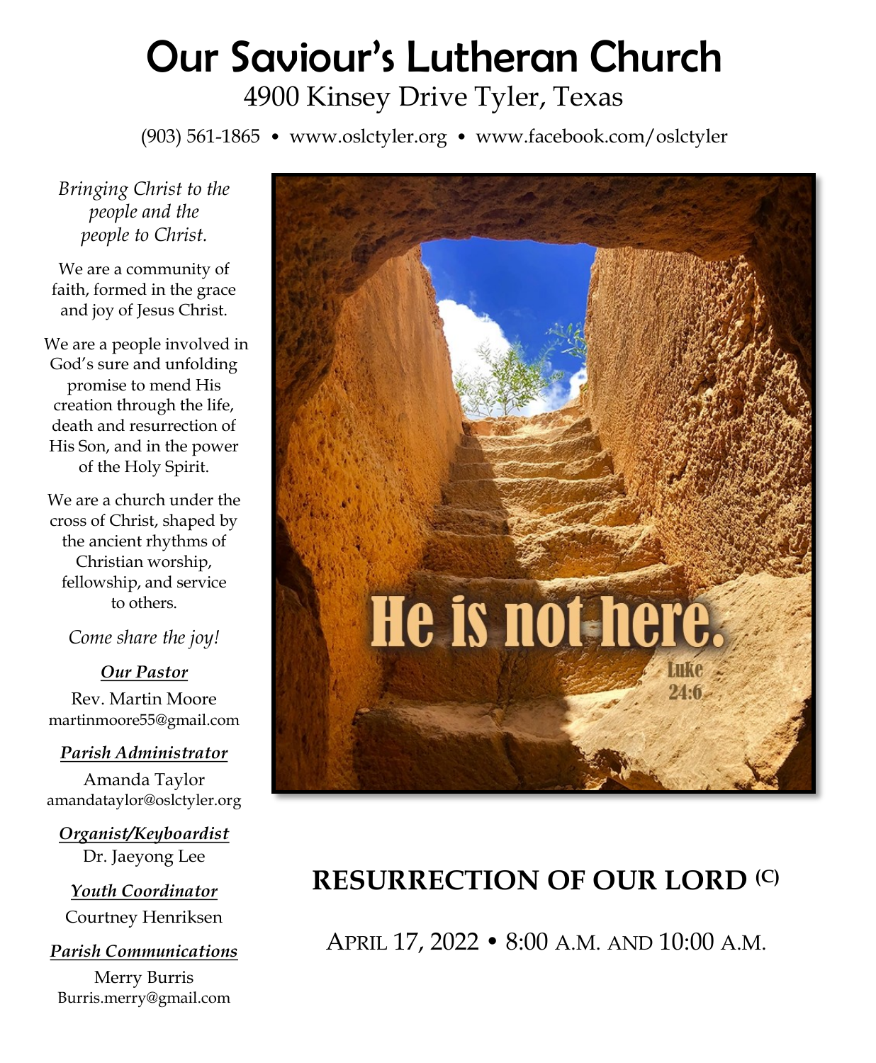# Our Saviour's Lutheran Church

4900 Kinsey Drive Tyler, Texas

(903) 561-1865 • www.oslctyler.org • www.facebook.com/oslctyler

*Bringing Christ to the people and the people to Christ.*

We are a community of faith, formed in the grace and joy of Jesus Christ.

We are a people involved in God's sure and unfolding promise to mend His creation through the life, death and resurrection of His Son, and in the power of the Holy Spirit.

We are a church under the cross of Christ, shaped by the ancient rhythms of Christian worship, fellowship, and service to others.

*Come share the joy!*

***Our Pastor***

Rev. Martin Moore
martinmoore55@gmail.com

***Parish Administrator***

Amanda Taylor
amandataylor@oslctyler.org

***Organist/Keyboardist***

Dr. Jaeyong Lee

***Youth Coordinator***

Courtney Henriksen

***Parish Communications***

Merry Burris
Burris.merry@gmail.com

He is not here.
Luke 24:6

## RESURRECTION OF OUR LORD (C)

APRIL 17, 2022 • 8:00 A.M. AND 10:00 A.M.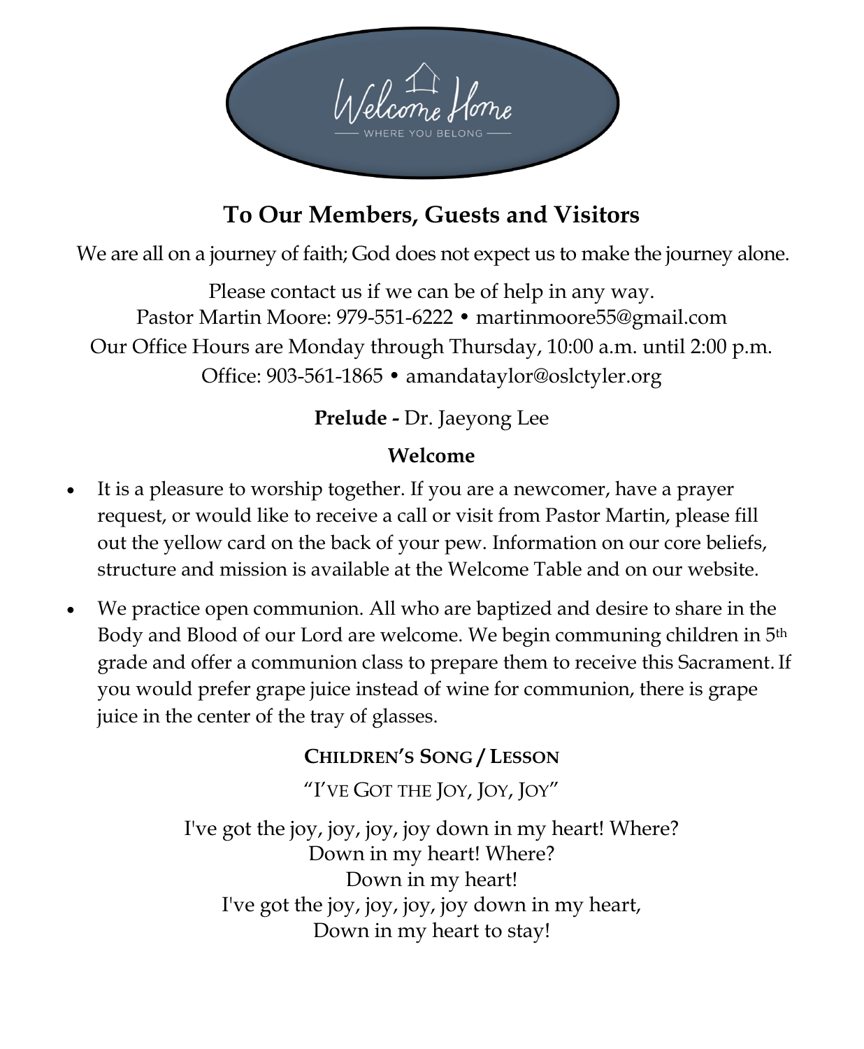Welcome Home

WHERE YOU BELONG

## To Our Members, Guests and Visitors

We are all on a journey of faith; God does not expect us to make the journey alone.

Please contact us if we can be of help in any way.
Pastor Martin Moore: 979-551-6222 • martinmoore55@gmail.com
Our Office Hours are Monday through Thursday, 10:00 a.m. until 2:00 p.m.
Office: 903-561-1865 • amandataylor@oslctyler.org

**Prelude -** Dr. Jaeyong Lee

**Welcome**

- It is a pleasure to worship together. If you are a newcomer, have a prayer request, or would like to receive a call or visit from Pastor Martin, please fill out the yellow card on the back of your pew. Information on our core beliefs, structure and mission is available at the Welcome Table and on our website.
- We practice open communion. All who are baptized and desire to share in the Body and Blood of our Lord are welcome. We begin communing children in 5th grade and offer a communion class to prepare them to receive this Sacrament. If you would prefer grape juice instead of wine for communion, there is grape juice in the center of the tray of glasses.

**CHILDREN'S SONG / LESSON**

"I'VE GOT THE JOY, JOY, JOY"

I've got the joy, joy, joy, joy down in my heart! Where?
Down in my heart! Where?
Down in my heart!
I've got the joy, joy, joy, joy down in my heart,
Down in my heart to stay!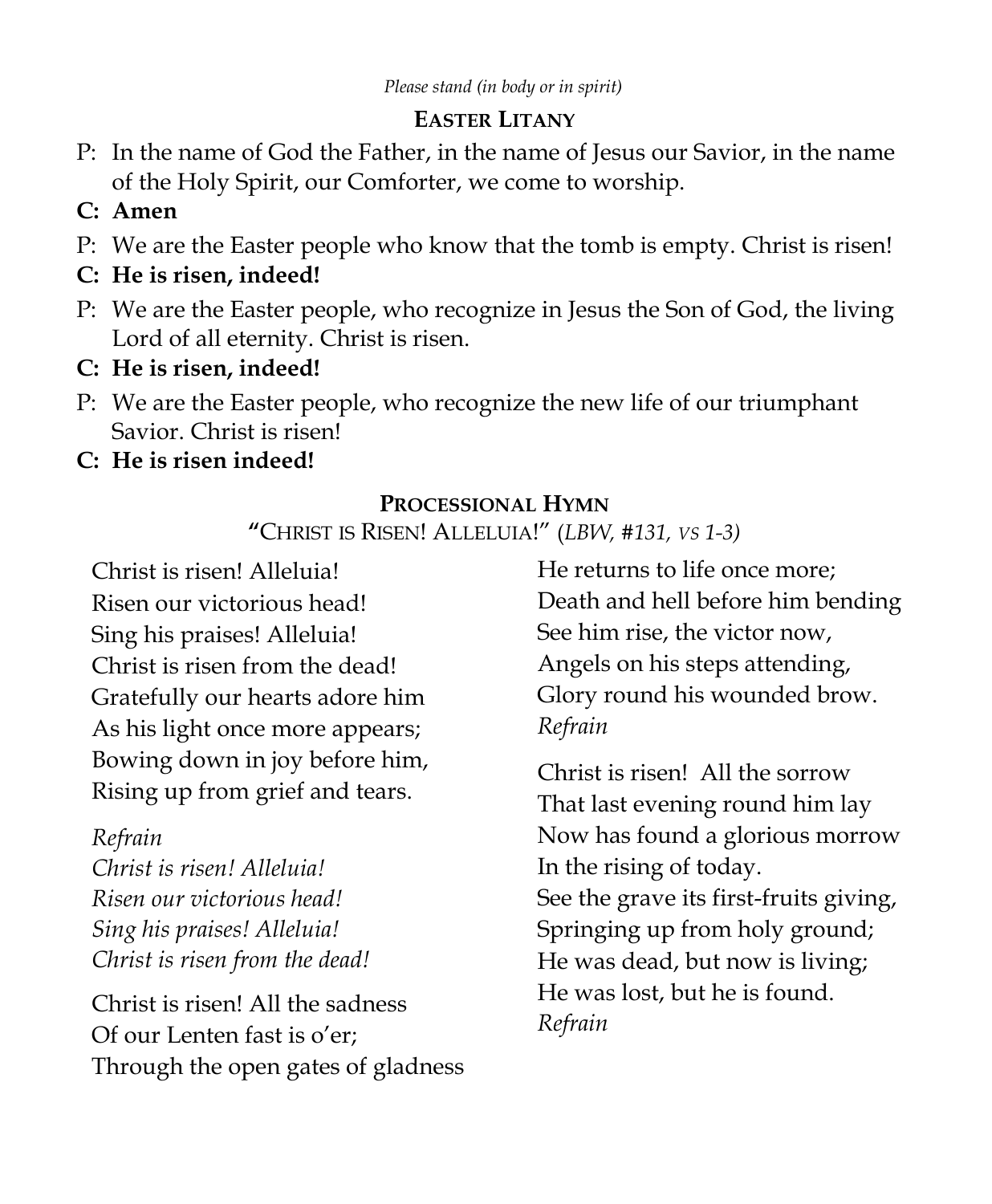*Please stand (in body or in spirit)*

## EASTER LITANY

P: In the name of God the Father, in the name of Jesus our Savior, in the name of the Holy Spirit, our Comforter, we come to worship.

**C: Amen**

P: We are the Easter people who know that the tomb is empty. Christ is risen!

**C: He is risen, indeed!**

P: We are the Easter people, who recognize in Jesus the Son of God, the living Lord of all eternity. Christ is risen.

**C: He is risen, indeed!**

P: We are the Easter people, who recognize the new life of our triumphant Savior. Christ is risen!

**C: He is risen indeed!**

## PROCESSIONAL HYMN

"CHRIST IS RISEN! ALLELUIA!" (*LBW, #131, VS 1-3)*

Christ is risen! Alleluia!
Risen our victorious head!
Sing his praises! Alleluia!
Christ is risen from the dead!
Gratefully our hearts adore him
As his light once more appears;
Bowing down in joy before him,
Rising up from grief and tears.

*Refrain*
*Christ is risen! Alleluia!*
*Risen our victorious head!*
*Sing his praises! Alleluia!*
*Christ is risen from the dead!*

Christ is risen! All the sadness
Of our Lenten fast is o'er;
Through the open gates of gladness
He returns to life once more;
Death and hell before him bending
See him rise, the victor now,
Angels on his steps attending,
Glory round his wounded brow.
*Refrain*

Christ is risen! All the sorrow
That last evening round him lay
Now has found a glorious morrow
In the rising of today.
See the grave its first-fruits giving,
Springing up from holy ground;
He was dead, but now is living;
He was lost, but he is found.
*Refrain*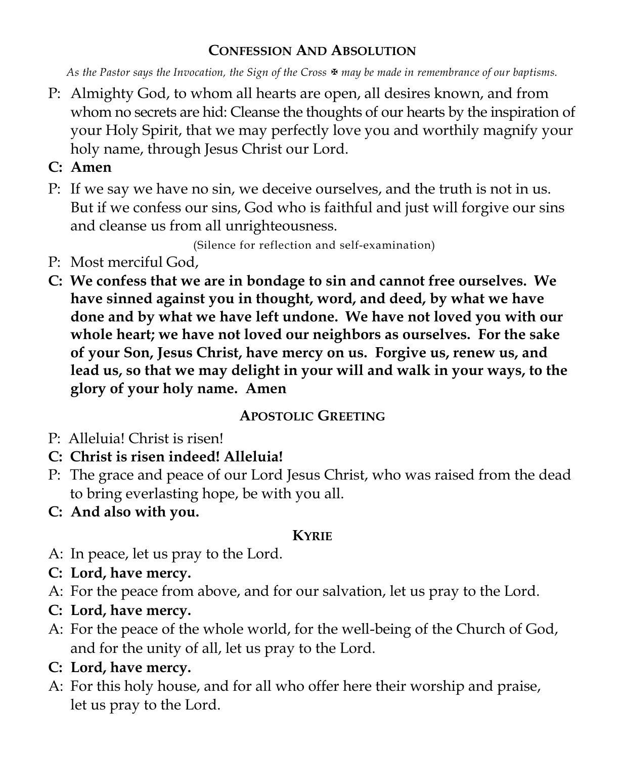## Confession And Absolution

*As the Pastor says the Invocation, the Sign of the Cross ✠ may be made in remembrance of our baptisms.*

P: Almighty God, to whom all hearts are open, all desires known, and from whom no secrets are hid: Cleanse the thoughts of our hearts by the inspiration of your Holy Spirit, that we may perfectly love you and worthily magnify your holy name, through Jesus Christ our Lord.

**C: Amen**

P: If we say we have no sin, we deceive ourselves, and the truth is not in us. But if we confess our sins, God who is faithful and just will forgive our sins and cleanse us from all unrighteousness.

(Silence for reflection and self-examination)

P: Most merciful God,

**C: We confess that we are in bondage to sin and cannot free ourselves. We have sinned against you in thought, word, and deed, by what we have done and by what we have left undone. We have not loved you with our whole heart; we have not loved our neighbors as ourselves. For the sake of your Son, Jesus Christ, have mercy on us. Forgive us, renew us, and lead us, so that we may delight in your will and walk in your ways, to the glory of your holy name. Amen**

## Apostolic Greeting

P: Alleluia! Christ is risen!

**C: Christ is risen indeed! Alleluia!**

P: The grace and peace of our Lord Jesus Christ, who was raised from the dead to bring everlasting hope, be with you all.

**C: And also with you.**

## Kyrie

A: In peace, let us pray to the Lord.

**C: Lord, have mercy.**

A: For the peace from above, and for our salvation, let us pray to the Lord.

**C: Lord, have mercy.**

A: For the peace of the whole world, for the well-being of the Church of God, and for the unity of all, let us pray to the Lord.

**C: Lord, have mercy.**

A: For this holy house, and for all who offer here their worship and praise, let us pray to the Lord.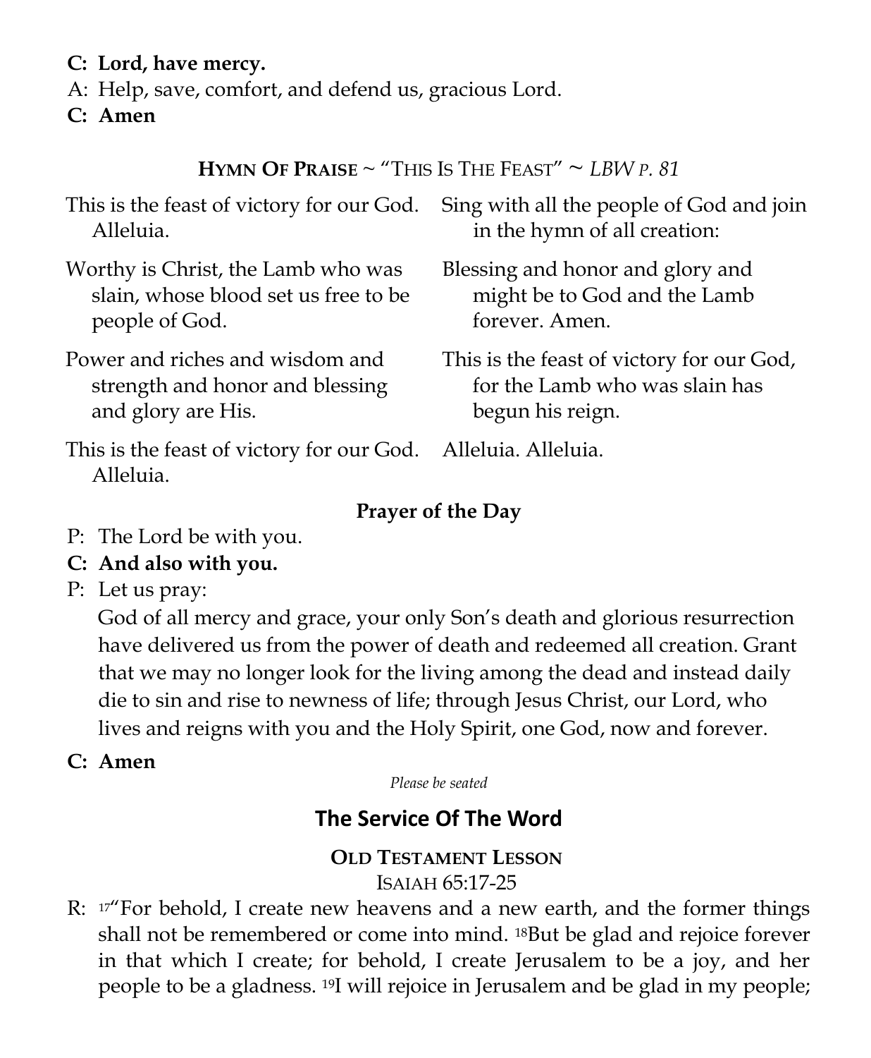**C: Lord, have mercy.**

A: Help, save, comfort, and defend us, gracious Lord.

**C: Amen**

### **Hymn Of Praise** ~ "This Is The Feast" ~ *LBW p. 81*

This is the feast of victory for our God. Alleluia.

Worthy is Christ, the Lamb who was slain, whose blood set us free to be people of God.

Power and riches and wisdom and strength and honor and blessing and glory are His.

This is the feast of victory for our God. Alleluia.

Sing with all the people of God and join in the hymn of all creation:

Blessing and honor and glory and might be to God and the Lamb forever. Amen.

This is the feast of victory for our God, for the Lamb who was slain has begun his reign.

Alleluia. Alleluia.

### Prayer of the Day

P: The Lord be with you.

**C: And also with you.**

P: Let us pray:
God of all mercy and grace, your only Son's death and glorious resurrection have delivered us from the power of death and redeemed all creation. Grant that we may no longer look for the living among the dead and instead daily die to sin and rise to newness of life; through Jesus Christ, our Lord, who lives and reigns with you and the Holy Spirit, one God, now and forever.

**C: Amen**

*Please be seated*

## The Service Of The Word

### **Old Testament Lesson**

Isaiah 65:17-25

R: [17]"For behold, I create new heavens and a new earth, and the former things shall not be remembered or come into mind. [18]But be glad and rejoice forever in that which I create; for behold, I create Jerusalem to be a joy, and her people to be a gladness. [19]I will rejoice in Jerusalem and be glad in my people;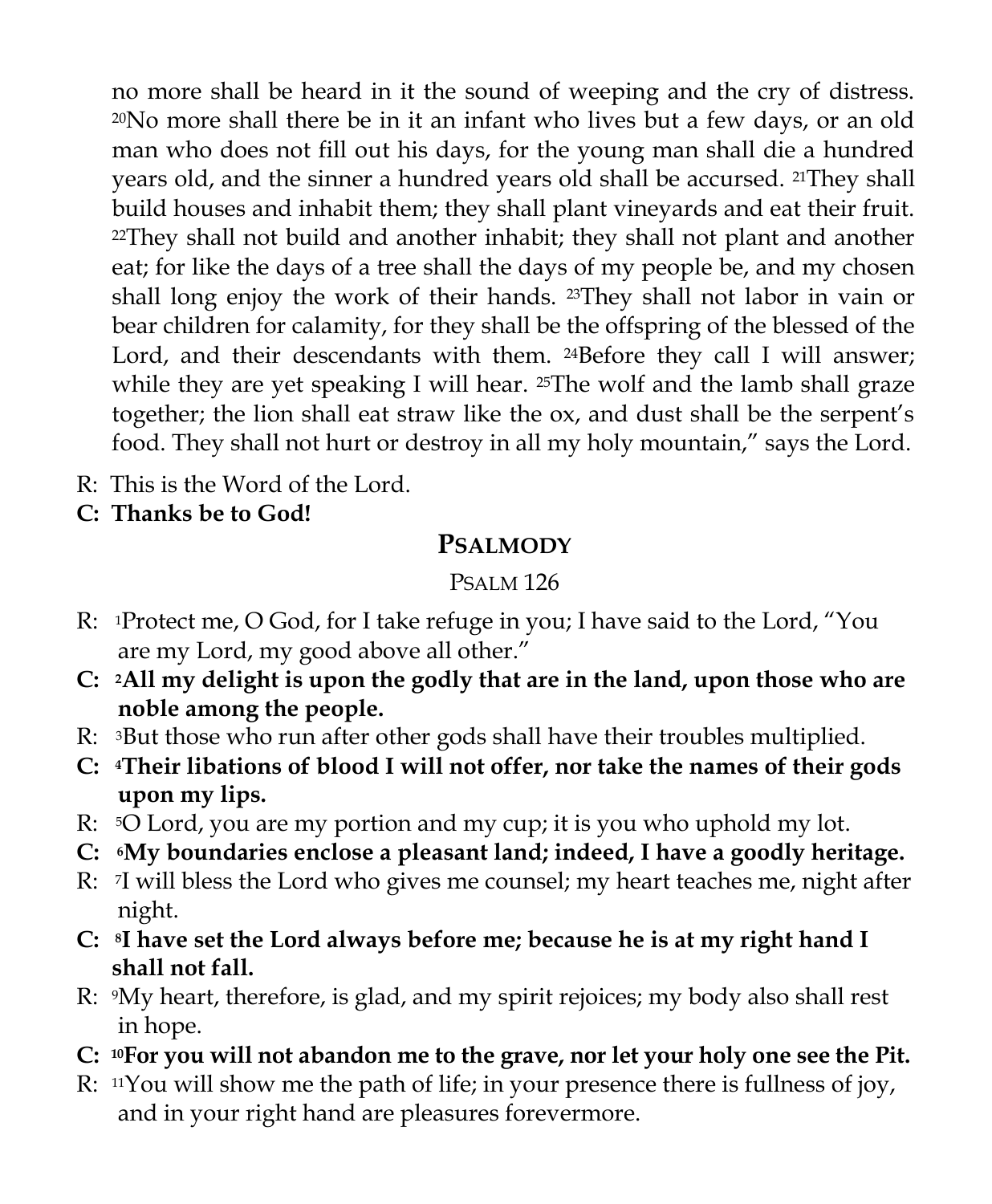no more shall be heard in it the sound of weeping and the cry of distress. [20]No more shall there be in it an infant who lives but a few days, or an old man who does not fill out his days, for the young man shall die a hundred years old, and the sinner a hundred years old shall be accursed. [21]They shall build houses and inhabit them; they shall plant vineyards and eat their fruit. [22]They shall not build and another inhabit; they shall not plant and another eat; for like the days of a tree shall the days of my people be, and my chosen shall long enjoy the work of their hands. [23]They shall not labor in vain or bear children for calamity, for they shall be the offspring of the blessed of the Lord, and their descendants with them. [24]Before they call I will answer; while they are yet speaking I will hear. [25]The wolf and the lamb shall graze together; the lion shall eat straw like the ox, and dust shall be the serpent's food. They shall not hurt or destroy in all my holy mountain," says the Lord.

R: This is the Word of the Lord.

**C: Thanks be to God!**

## PSALMODY

PSALM 126

R: [1]Protect me, O God, for I take refuge in you; I have said to the Lord, "You are my Lord, my good above all other."

**C: [2]All my delight is upon the godly that are in the land, upon those who are noble among the people.**

R: [3]But those who run after other gods shall have their troubles multiplied.

**C: [4]Their libations of blood I will not offer, nor take the names of their gods upon my lips.**

R: [5]O Lord, you are my portion and my cup; it is you who uphold my lot.

**C: [6]My boundaries enclose a pleasant land; indeed, I have a goodly heritage.**

R: [7]I will bless the Lord who gives me counsel; my heart teaches me, night after night.

**C: [8]I have set the Lord always before me; because he is at my right hand I shall not fall.**

R: [9]My heart, therefore, is glad, and my spirit rejoices; my body also shall rest in hope.

**C: [10]For you will not abandon me to the grave, nor let your holy one see the Pit.**

R: [11]You will show me the path of life; in your presence there is fullness of joy, and in your right hand are pleasures forevermore.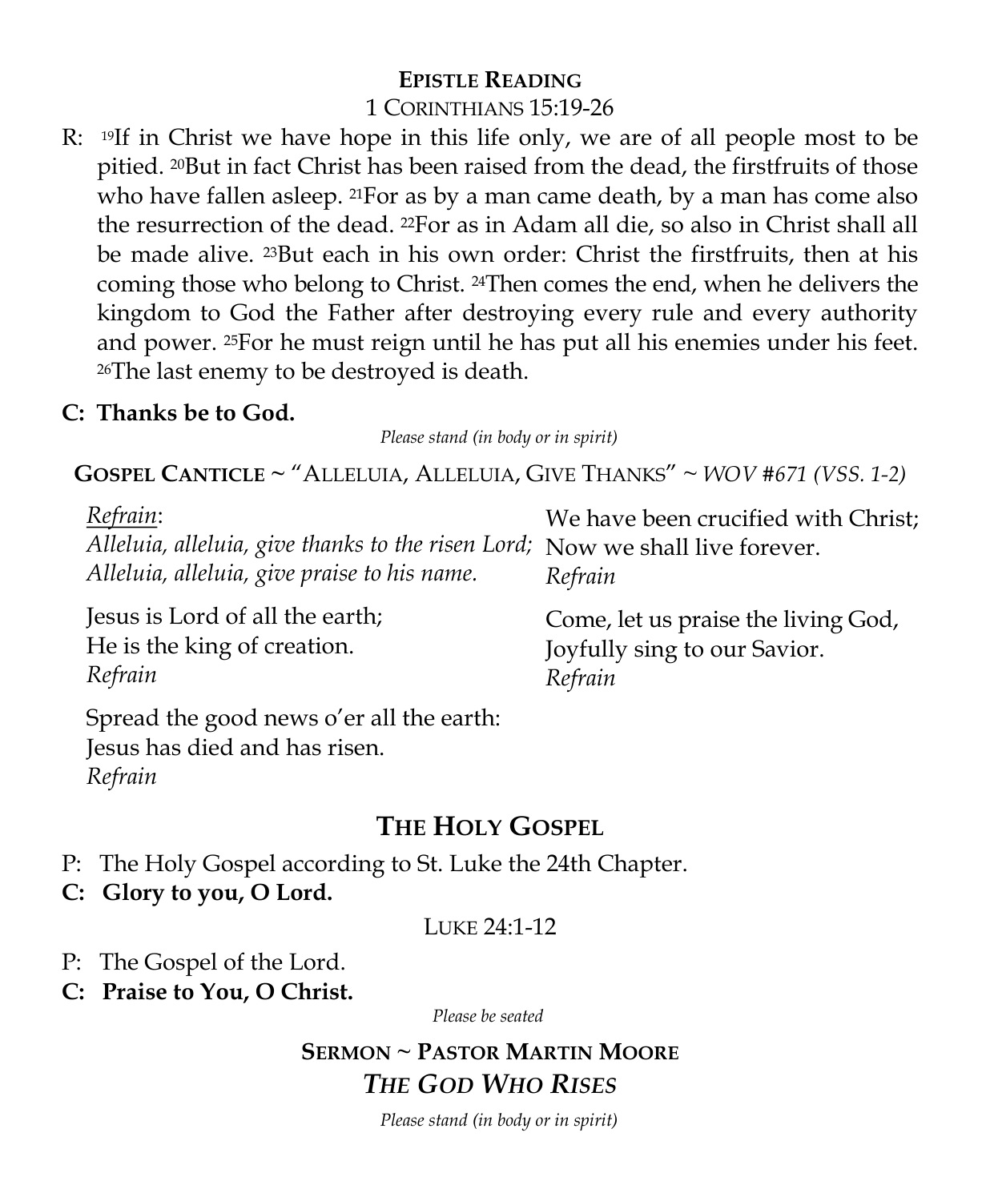## EPISTLE READING

1 CORINTHIANS 15:19-26

R: [19]If in Christ we have hope in this life only, we are of all people most to be pitied. [20]But in fact Christ has been raised from the dead, the firstfruits of those who have fallen asleep. [21]For as by a man came death, by a man has come also the resurrection of the dead. [22]For as in Adam all die, so also in Christ shall all be made alive. [23]But each in his own order: Christ the firstfruits, then at his coming those who belong to Christ. [24]Then comes the end, when he delivers the kingdom to God the Father after destroying every rule and every authority and power. [25]For he must reign until he has put all his enemies under his feet. [26]The last enemy to be destroyed is death.

**C: Thanks be to God.**

*Please stand (in body or in spirit)*

**GOSPEL CANTICLE** ~ "ALLELUIA, ALLELUIA, GIVE THANKS" ~ *WOV #671 (VSS. 1-2)*

*Refrain*:
*Alleluia, alleluia, give thanks to the risen Lord;*
*Alleluia, alleluia, give praise to his name.*

Jesus is Lord of all the earth;
He is the king of creation.
*Refrain*

Spread the good news o'er all the earth:
Jesus has died and has risen.
*Refrain*

We have been crucified with Christ;
Now we shall live forever.
*Refrain*

Come, let us praise the living God,
Joyfully sing to our Savior.
*Refrain*

## THE HOLY GOSPEL

P: The Holy Gospel according to St. Luke the 24th Chapter.
**C: Glory to you, O Lord.**

LUKE 24:1-12

P: The Gospel of the Lord.
**C: Praise to You, O Christ.**

*Please be seated*

**SERMON ~ PASTOR MARTIN MOORE**

***THE GOD WHO RISES***

*Please stand (in body or in spirit)*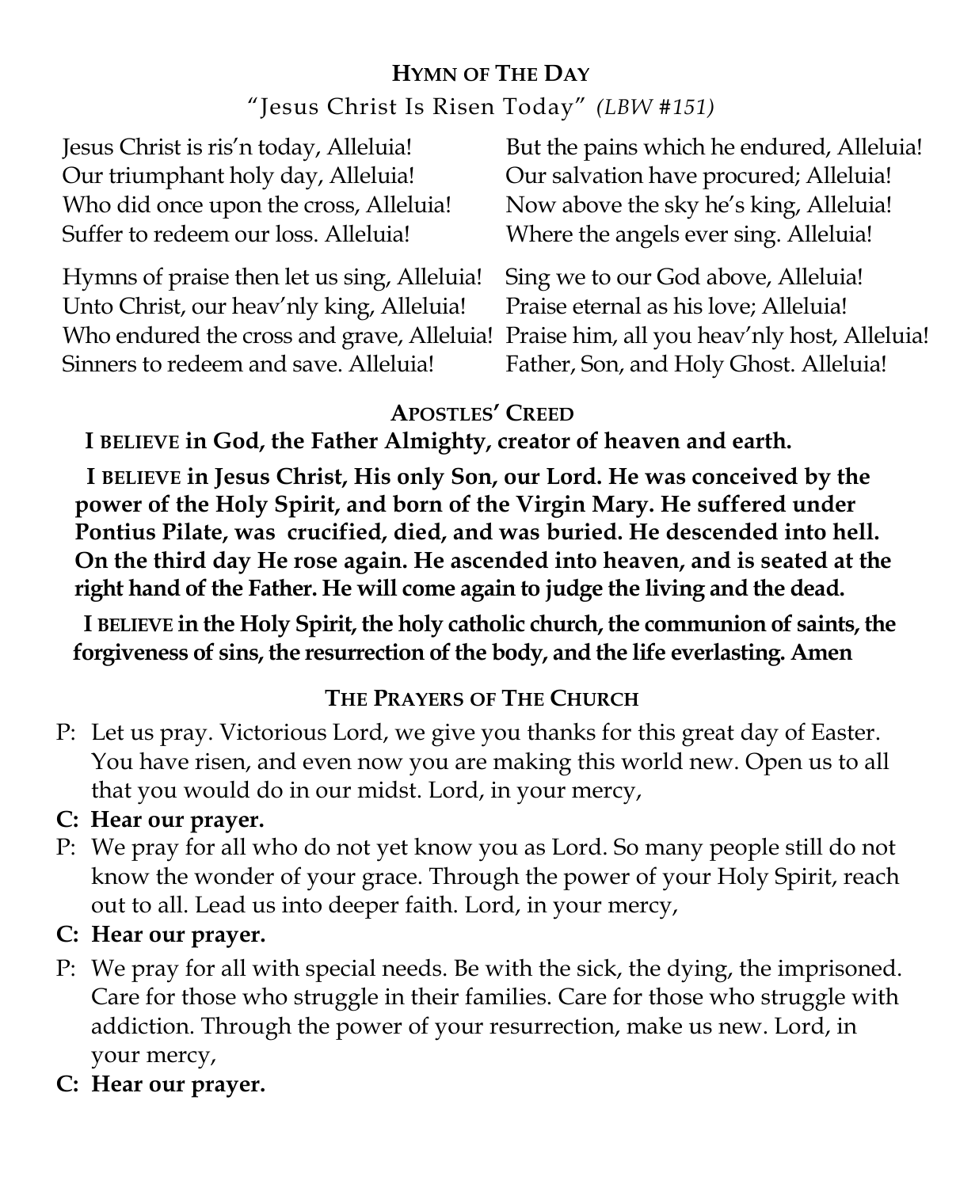## Hymn of The Day

"Jesus Christ Is Risen Today" *(LBW #151)*

Jesus Christ is ris'n today, Alleluia!
Our triumphant holy day, Alleluia!
Who did once upon the cross, Alleluia!
Suffer to redeem our loss. Alleluia!

Hymns of praise then let us sing, Alleluia!
Unto Christ, our heav'nly king, Alleluia!
Who endured the cross and grave, Alleluia!
Sinners to redeem and save. Alleluia!

But the pains which he endured, Alleluia!
Our salvation have procured; Alleluia!
Now above the sky he's king, Alleluia!
Where the angels ever sing. Alleluia!

Sing we to our God above, Alleluia!
Praise eternal as his love; Alleluia!
Praise him, all you heav'nly host, Alleluia!
Father, Son, and Holy Ghost. Alleluia!

## Apostles' Creed

**I believe in God, the Father Almighty, creator of heaven and earth.**

**I believe in Jesus Christ, His only Son, our Lord. He was conceived by the power of the Holy Spirit, and born of the Virgin Mary. He suffered under Pontius Pilate, was crucified, died, and was buried. He descended into hell. On the third day He rose again. He ascended into heaven, and is seated at the right hand of the Father. He will come again to judge the living and the dead.**

**I believe in the Holy Spirit, the holy catholic church, the communion of saints, the forgiveness of sins, the resurrection of the body, and the life everlasting. Amen**

## The Prayers of The Church

P: Let us pray. Victorious Lord, we give you thanks for this great day of Easter. You have risen, and even now you are making this world new. Open us to all that you would do in our midst. Lord, in your mercy,

**C: Hear our prayer.**

P: We pray for all who do not yet know you as Lord. So many people still do not know the wonder of your grace. Through the power of your Holy Spirit, reach out to all. Lead us into deeper faith. Lord, in your mercy,

**C: Hear our prayer.**

P: We pray for all with special needs. Be with the sick, the dying, the imprisoned. Care for those who struggle in their families. Care for those who struggle with addiction. Through the power of your resurrection, make us new. Lord, in your mercy,

**C: Hear our prayer.**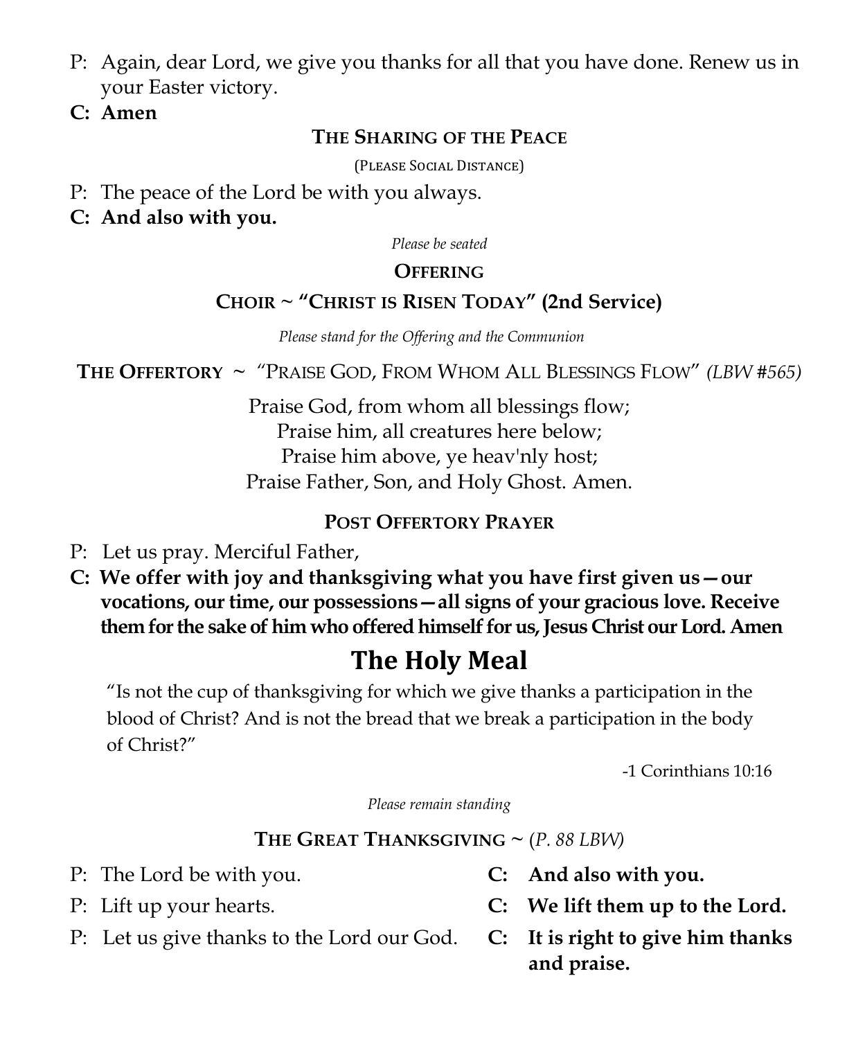P: Again, dear Lord, we give you thanks for all that you have done. Renew us in your Easter victory.

**C: Amen**

### THE SHARING OF THE PEACE

(PLEASE SOCIAL DISTANCE)

P: The peace of the Lord be with you always.

**C: And also with you.**

*Please be seated*

### OFFERING

### CHOIR ~ "CHRIST IS RISEN TODAY" (2nd Service)

*Please stand for the Offering and the Communion*

**THE OFFERTORY** ~ "PRAISE GOD, FROM WHOM ALL BLESSINGS FLOW" *(LBW #565)*

Praise God, from whom all blessings flow;
Praise him, all creatures here below;
Praise him above, ye heav'nly host;
Praise Father, Son, and Holy Ghost. Amen.

### POST OFFERTORY PRAYER

P: Let us pray. Merciful Father,

**C: We offer with joy and thanksgiving what you have first given us—our vocations, our time, our possessions—all signs of your gracious love. Receive them for the sake of him who offered himself for us, Jesus Christ our Lord. Amen**

# The Holy Meal

"Is not the cup of thanksgiving for which we give thanks a participation in the blood of Christ? And is not the bread that we break a participation in the body of Christ?"

-1 Corinthians 10:16

*Please remain standing*

### THE GREAT THANKSGIVING ~ (*P. 88 LBW*)

P: The Lord be with you.

**C: And also with you.**

P: Lift up your hearts.

**C: We lift them up to the Lord.**

P: Let us give thanks to the Lord our God.

**C: It is right to give him thanks and praise.**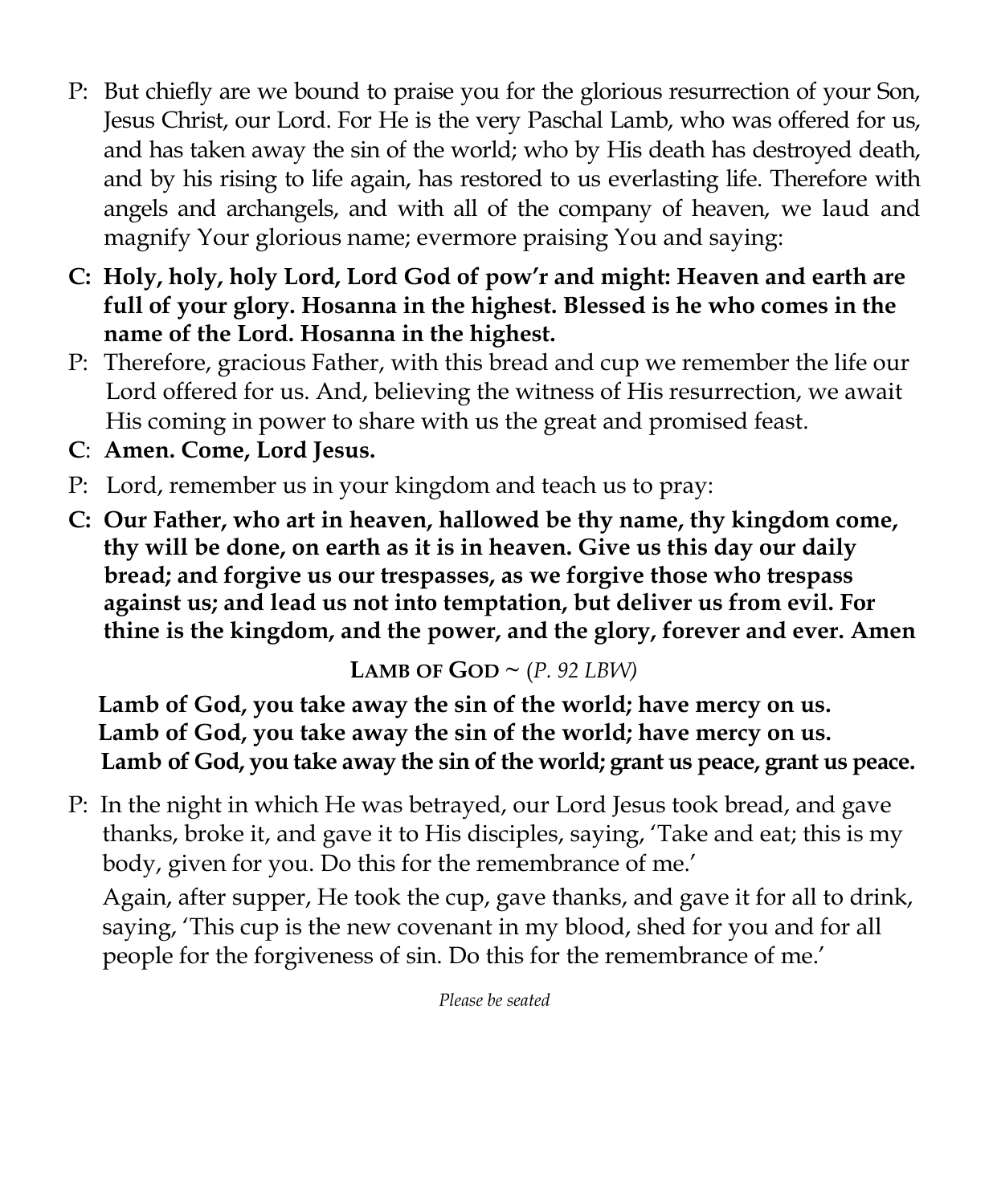P: But chiefly are we bound to praise you for the glorious resurrection of your Son, Jesus Christ, our Lord. For He is the very Paschal Lamb, who was offered for us, and has taken away the sin of the world; who by His death has destroyed death, and by his rising to life again, has restored to us everlasting life. Therefore with angels and archangels, and with all of the company of heaven, we laud and magnify Your glorious name; evermore praising You and saying:

**C: Holy, holy, holy Lord, Lord God of pow'r and might: Heaven and earth are full of your glory. Hosanna in the highest. Blessed is he who comes in the name of the Lord. Hosanna in the highest.**

P: Therefore, gracious Father, with this bread and cup we remember the life our Lord offered for us. And, believing the witness of His resurrection, we await His coming in power to share with us the great and promised feast.

**C**: **Amen. Come, Lord Jesus.**

P: Lord, remember us in your kingdom and teach us to pray:

**C: Our Father, who art in heaven, hallowed be thy name, thy kingdom come, thy will be done, on earth as it is in heaven. Give us this day our daily bread; and forgive us our trespasses, as we forgive those who trespass against us; and lead us not into temptation, but deliver us from evil. For thine is the kingdom, and the power, and the glory, forever and ever. Amen**

**LAMB OF GOD** ~ *(P. 92 LBW)*

**Lamb of God, you take away the sin of the world; have mercy on us.**
**Lamb of God, you take away the sin of the world; have mercy on us.**
**Lamb of God, you take away the sin of the world; grant us peace, grant us peace.**

P: In the night in which He was betrayed, our Lord Jesus took bread, and gave thanks, broke it, and gave it to His disciples, saying, 'Take and eat; this is my body, given for you. Do this for the remembrance of me.'

Again, after supper, He took the cup, gave thanks, and gave it for all to drink, saying, 'This cup is the new covenant in my blood, shed for you and for all people for the forgiveness of sin. Do this for the remembrance of me.'

*Please be seated*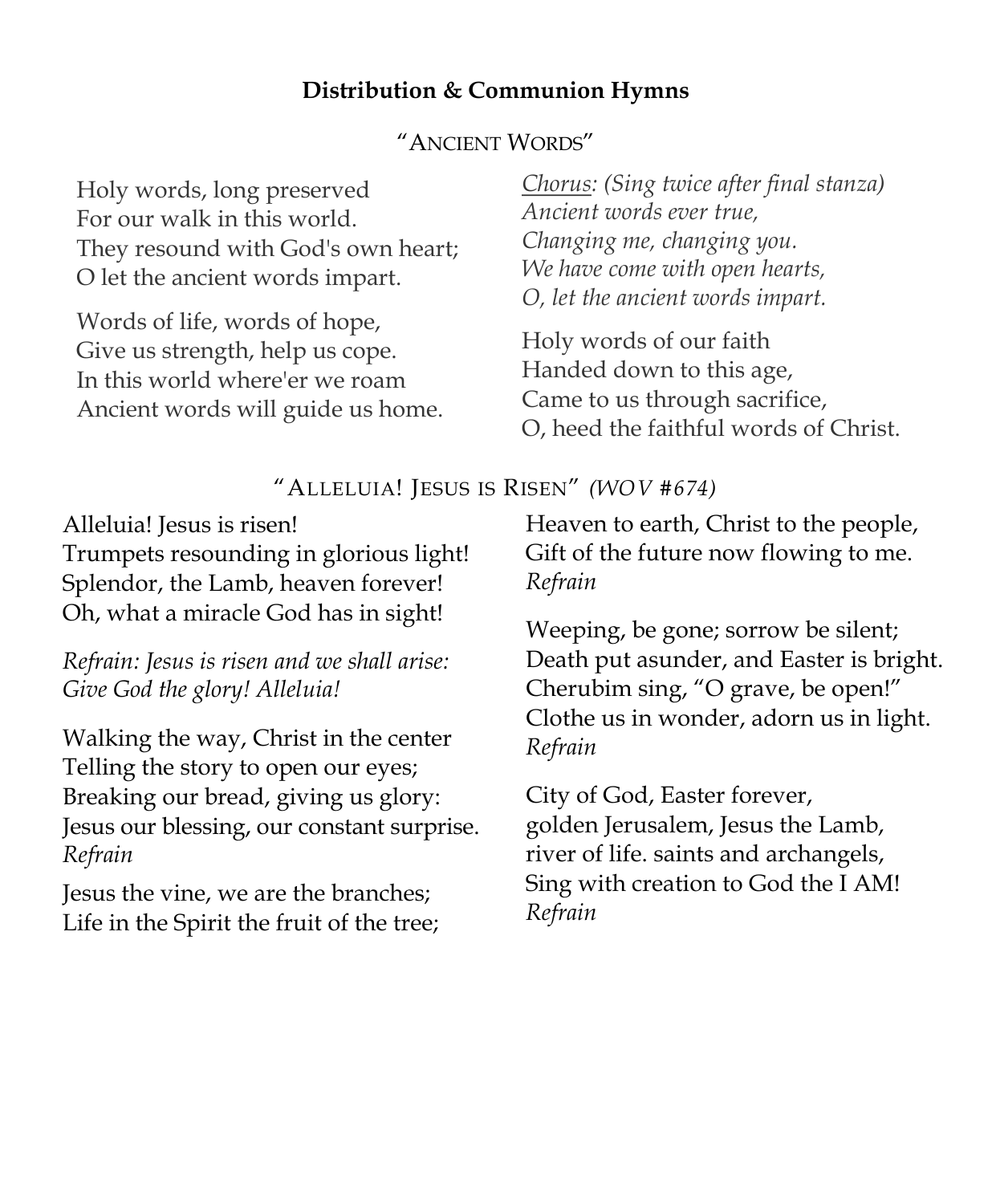## Distribution & Communion Hymns

### "Ancient Words"

Holy words, long preserved
For our walk in this world.
They resound with God's own heart;
O let the ancient words impart.

Words of life, words of hope,
Give us strength, help us cope.
In this world where'er we roam
Ancient words will guide us home.

Chorus: *(Sing twice after final stanza)*
*Ancient words ever true,*
*Changing me, changing you.*
*We have come with open hearts,*
*O, let the ancient words impart.*

Holy words of our faith
Handed down to this age,
Came to us through sacrifice,
O, heed the faithful words of Christ.

### "Alleluia! Jesus is Risen" *(WOV #674)*

Alleluia! Jesus is risen!
Trumpets resounding in glorious light!
Splendor, the Lamb, heaven forever!
Oh, what a miracle God has in sight!

*Refrain: Jesus is risen and we shall arise:*
*Give God the glory! Alleluia!*

Walking the way, Christ in the center
Telling the story to open our eyes;
Breaking our bread, giving us glory:
Jesus our blessing, our constant surprise.
*Refrain*

Jesus the vine, we are the branches;
Life in the Spirit the fruit of the tree;
Heaven to earth, Christ to the people,
Gift of the future now flowing to me.
*Refrain*

Weeping, be gone; sorrow be silent;
Death put asunder, and Easter is bright.
Cherubim sing, "O grave, be open!"
Clothe us in wonder, adorn us in light.
*Refrain*

City of God, Easter forever,
golden Jerusalem, Jesus the Lamb,
river of life. saints and archangels,
Sing with creation to God the I AM!
*Refrain*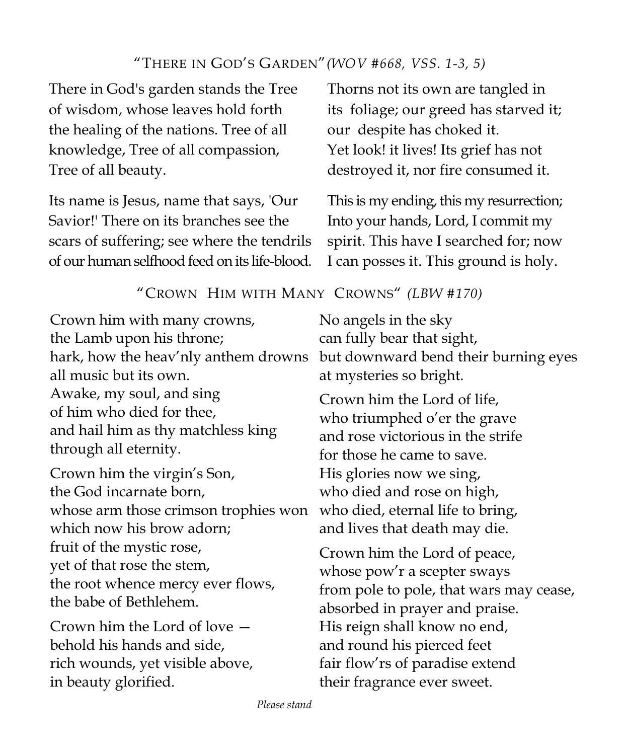## "There in God's Garden" *(WOV #668, vss. 1-3, 5)*

There in God's garden stands the Tree of wisdom, whose leaves hold forth the healing of the nations. Tree of all knowledge, Tree of all compassion, Tree of all beauty.

Its name is Jesus, name that says, 'Our Savior!' There on its branches see the scars of suffering; see where the tendrils of our human selfhood feed on its life-blood.

Thorns not its own are tangled in its foliage; our greed has starved it; our despite has choked it. Yet look! it lives! Its grief has not destroyed it, nor fire consumed it.

This is my ending, this my resurrection; Into your hands, Lord, I commit my spirit. This have I searched for; now I can posses it. This ground is holy.

## "Crown Him with Many Crowns" *(LBW #170)*

Crown him with many crowns,
the Lamb upon his throne;
hark, how the heav'nly anthem drowns
all music but its own.
Awake, my soul, and sing
of him who died for thee,
and hail him as thy matchless king
through all eternity.

Crown him the virgin's Son,
the God incarnate born,
whose arm those crimson trophies won
which now his brow adorn;
fruit of the mystic rose,
yet of that rose the stem,
the root whence mercy ever flows,
the babe of Bethlehem.

Crown him the Lord of love —
behold his hands and side,
rich wounds, yet visible above,
in beauty glorified.
No angels in the sky
can fully bear that sight,
but downward bend their burning eyes
at mysteries so bright.

Crown him the Lord of life,
who triumphed o'er the grave
and rose victorious in the strife
for those he came to save.
His glories now we sing,
who died and rose on high,
who died, eternal life to bring,
and lives that death may die.

Crown him the Lord of peace,
whose pow'r a scepter sways
from pole to pole, that wars may cease,
absorbed in prayer and praise.
His reign shall know no end,
and round his pierced feet
fair flow'rs of paradise extend
their fragrance ever sweet.

*Please stand*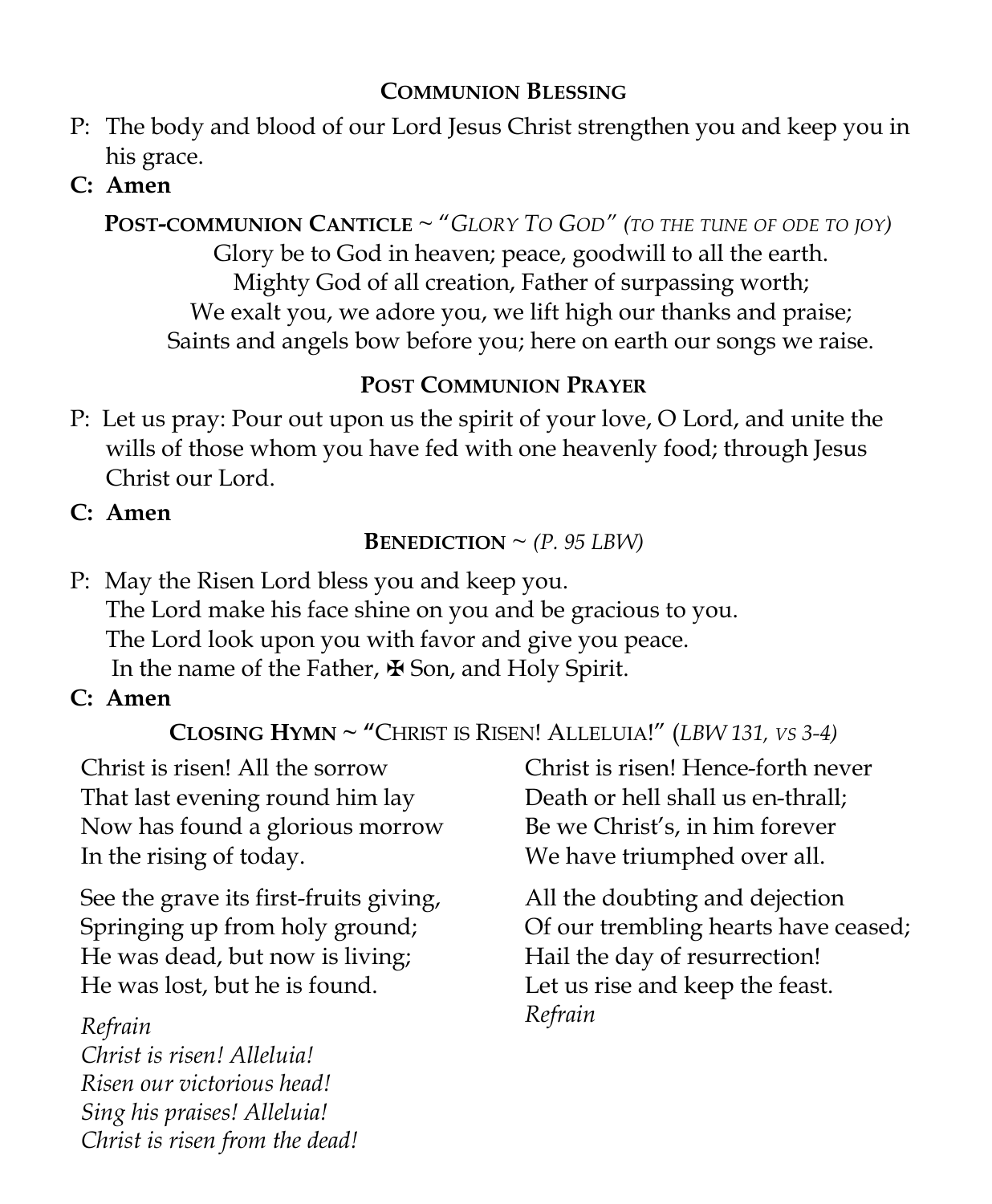## Communion Blessing

P: The body and blood of our Lord Jesus Christ strengthen you and keep you in his grace.

**C: Amen**

**Post-communion Canticle** ~ "*Glory To God" (to the tune of ode to joy)*

Glory be to God in heaven; peace, goodwill to all the earth.
Mighty God of all creation, Father of surpassing worth;
We exalt you, we adore you, we lift high our thanks and praise;
Saints and angels bow before you; here on earth our songs we raise.

## Post Communion Prayer

P: Let us pray: Pour out upon us the spirit of your love, O Lord, and unite the wills of those whom you have fed with one heavenly food; through Jesus Christ our Lord.

**C: Amen**

## Benediction ~ *(P. 95 LBW)*

P: May the Risen Lord bless you and keep you.
The Lord make his face shine on you and be gracious to you.
The Lord look upon you with favor and give you peace.
In the name of the Father, ✠ Son, and Holy Spirit.

**C: Amen**

## Closing Hymn ~ "Christ is Risen! Alleluia!" *(LBW 131, vs 3-4)*

Christ is risen! All the sorrow
That last evening round him lay
Now has found a glorious morrow
In the rising of today.

See the grave its first-fruits giving,
Springing up from holy ground;
He was dead, but now is living;
He was lost, but he is found.

*Refrain*
*Christ is risen! Alleluia!*
*Risen our victorious head!*
*Sing his praises! Alleluia!*
*Christ is risen from the dead!*

Christ is risen! Hence-forth never
Death or hell shall us en-thrall;
Be we Christ's, in him forever
We have triumphed over all.

All the doubting and dejection
Of our trembling hearts have ceased;
Hail the day of resurrection!
Let us rise and keep the feast.
*Refrain*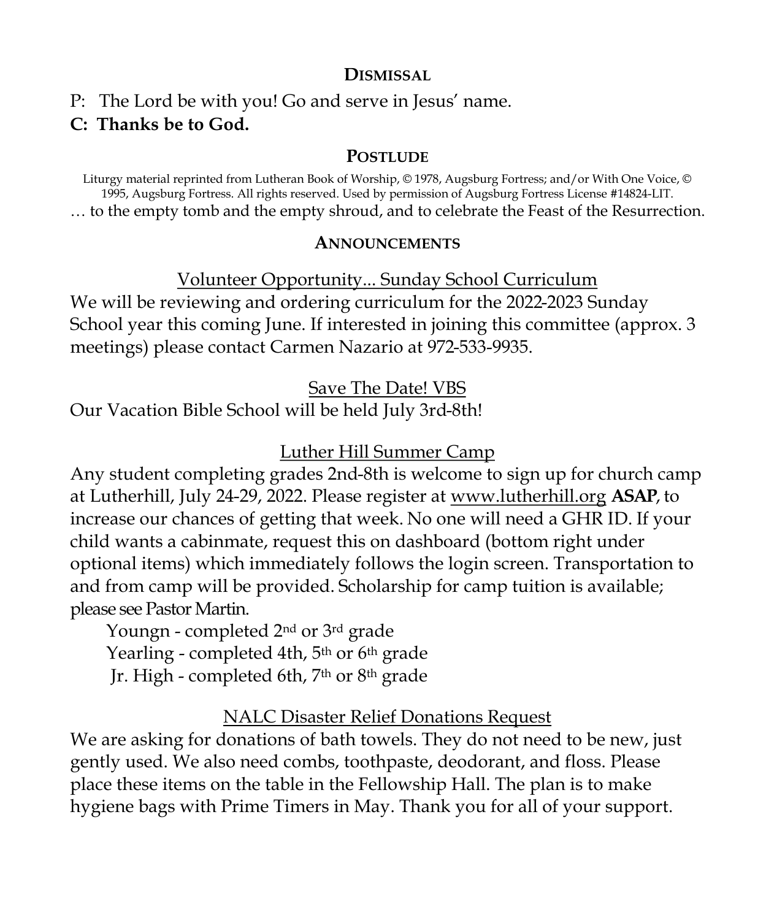## Dismissal

P: The Lord be with you! Go and serve in Jesus' name.

**C: Thanks be to God.**

## Postlude

Liturgy material reprinted from Lutheran Book of Worship, © 1978, Augsburg Fortress; and/or With One Voice, © 1995, Augsburg Fortress. All rights reserved. Used by permission of Augsburg Fortress License #14824-LIT.

… to the empty tomb and the empty shroud, and to celebrate the Feast of the Resurrection.

## Announcements

### Volunteer Opportunity... Sunday School Curriculum

We will be reviewing and ordering curriculum for the 2022-2023 Sunday School year this coming June. If interested in joining this committee (approx. 3 meetings) please contact Carmen Nazario at 972-533-9935.

### Save The Date! VBS

Our Vacation Bible School will be held July 3rd-8th!

### Luther Hill Summer Camp

Any student completing grades 2nd-8th is welcome to sign up for church camp at Lutherhill, July 24-29, 2022. Please register at www.lutherhill.org **ASAP**, to increase our chances of getting that week. No one will need a GHR ID. If your child wants a cabinmate, request this on dashboard (bottom right under optional items) which immediately follows the login screen. Transportation to and from camp will be provided. Scholarship for camp tuition is available; please see Pastor Martin.

- Youngn - completed 2nd or 3rd grade
- Yearling - completed 4th, 5th or 6th grade
- Jr. High - completed 6th, 7th or 8th grade

### NALC Disaster Relief Donations Request

We are asking for donations of bath towels. They do not need to be new, just gently used. We also need combs, toothpaste, deodorant, and floss. Please place these items on the table in the Fellowship Hall. The plan is to make hygiene bags with Prime Timers in May. Thank you for all of your support.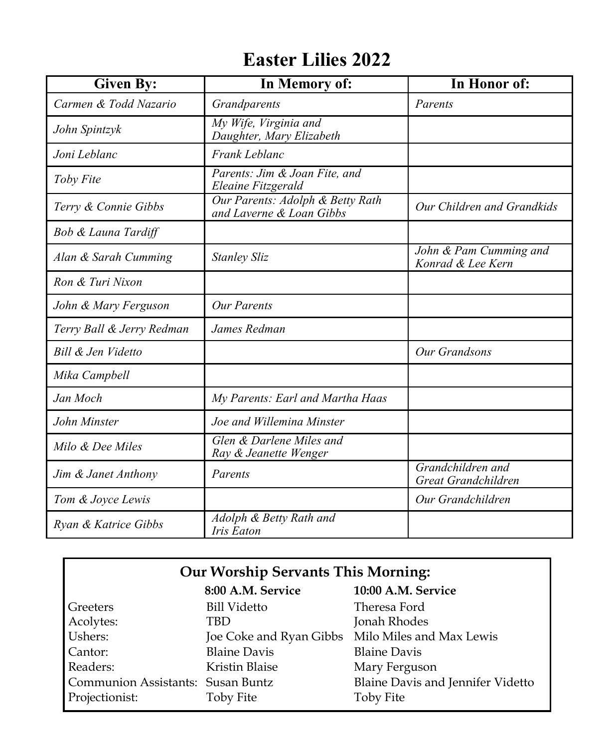# Easter Lilies 2022

| Given By: | In Memory of: | In Honor of: |
|---|---|---|
| *Carmen & Todd Nazario* | *Grandparents* | *Parents* |
| *John Spintzyk* | *My Wife, Virginia and Daughter, Mary Elizabeth* | |
| *Joni Leblanc* | *Frank Leblanc* | |
| *Toby Fite* | *Parents: Jim & Joan Fite, and Eleaine Fitzgerald* | |
| *Terry & Connie Gibbs* | *Our Parents: Adolph & Betty Rath and Laverne & Loan Gibbs* | *Our Children and Grandkids* |
| *Bob & Launa Tardiff* | | |
| *Alan & Sarah Cumming* | *Stanley Sliz* | *John & Pam Cumming and Konrad & Lee Kern* |
| *Ron & Turi Nixon* | | |
| *John & Mary Ferguson* | *Our Parents* | |
| *Terry Ball & Jerry Redman* | *James Redman* | |
| *Bill & Jen Videtto* | | *Our Grandsons* |
| *Mika Campbell* | | |
| *Jan Moch* | *My Parents: Earl and Martha Haas* | |
| *John Minster* | *Joe and Willemina Minster* | |
| *Milo & Dee Miles* | *Glen & Darlene Miles and Ray & Jeanette Wenger* | |
| *Jim & Janet Anthony* | *Parents* | *Grandchildren and Great Grandchildren* |
| *Tom & Joyce Lewis* | | *Our Grandchildren* |
| *Ryan & Katrice Gibbs* | *Adolph & Betty Rath and Iris Eaton* | |

## Our Worship Servants This Morning:

| | **8:00 A.M. Service** | **10:00 A.M. Service** |
|---|---|---|
| Greeters | Bill Videtto | Theresa Ford |
| Acolytes: | TBD | Jonah Rhodes |
| Ushers: | Joe Coke and Ryan Gibbs | Milo Miles and Max Lewis |
| Cantor: | Blaine Davis | Blaine Davis |
| Readers: | Kristin Blaise | Mary Ferguson |
| Communion Assistants: | Susan Buntz | Blaine Davis and Jennifer Videtto |
| Projectionist: | Toby Fite | Toby Fite |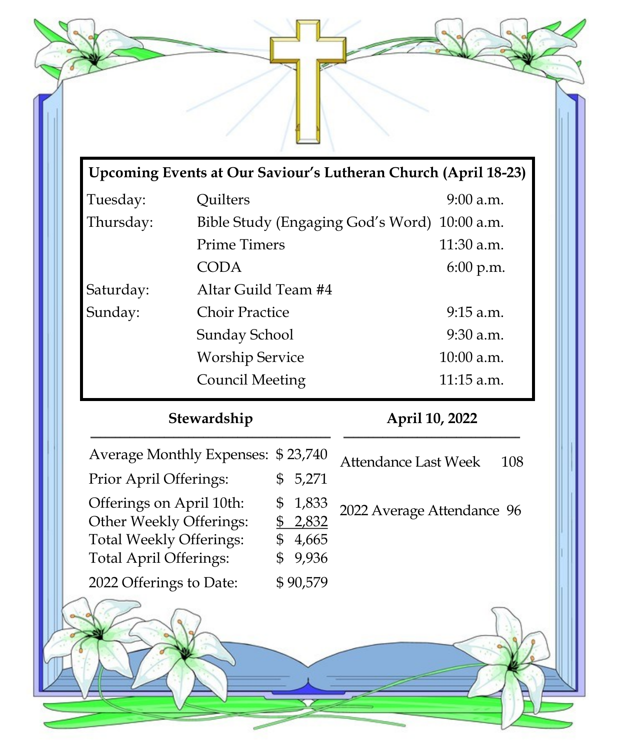## Upcoming Events at Our Saviour's Lutheran Church (April 18-23)

| | | |
|---|---|---|
| Tuesday: | Quilters | 9:00 a.m. |
| Thursday: | Bible Study (Engaging God's Word) | 10:00 a.m. |
| | Prime Timers | 11:30 a.m. |
| | CODA | 6:00 p.m. |
| Saturday: | Altar Guild Team #4 | |
| Sunday: | Choir Practice | 9:15 a.m. |
| | Sunday School | 9:30 a.m. |
| | Worship Service | 10:00 a.m. |
| | Council Meeting | 11:15 a.m. |

### Stewardship

| | |
|---|---|
| Average Monthly Expenses: | $ 23,740 |
| Prior April Offerings: | $ 5,271 |
| Offerings on April 10th: | $ 1,833 |
| Other Weekly Offerings: | $ 2,832 |
| Total Weekly Offerings: | $ 4,665 |
| Total April Offerings: | $ 9,936 |
| 2022 Offerings to Date: | $ 90,579 |

### April 10, 2022

| | |
|---|---|
| Attendance Last Week | 108 |
| 2022 Average Attendance | 96 |